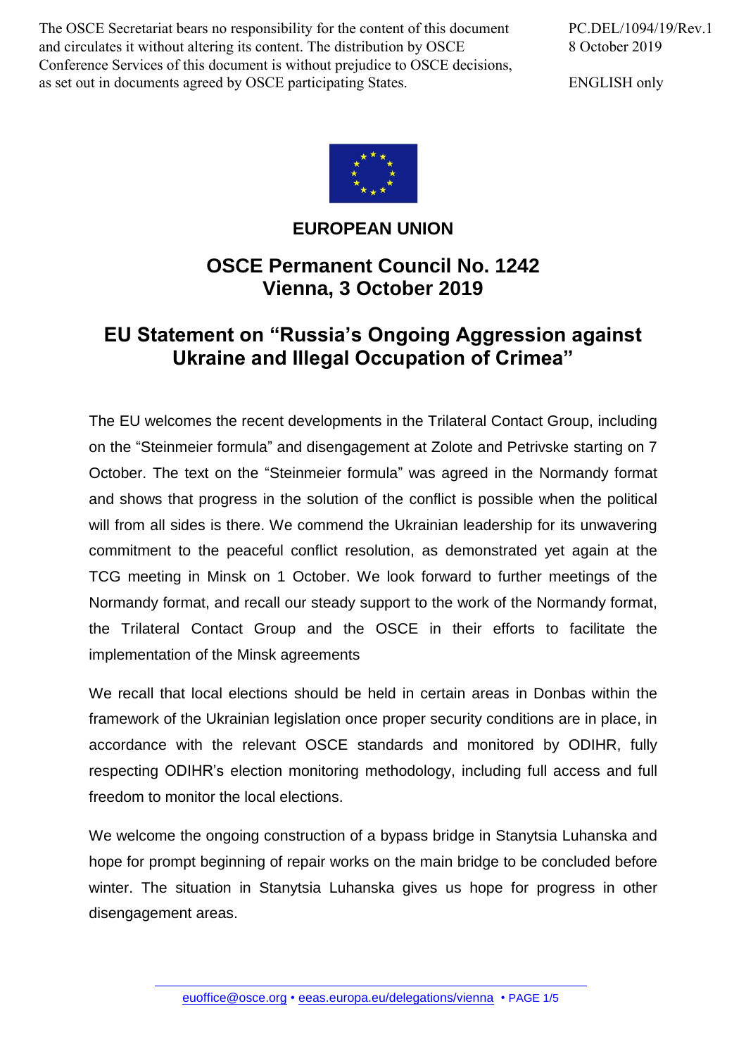The OSCE Secretariat bears no responsibility for the content of this document and circulates it without altering its content. The distribution by OSCE Conference Services of this document is without prejudice to OSCE decisions, as set out in documents agreed by OSCE participating States.

PC.DEL/1094/19/Rev.1
8 October 2019

ENGLISH only

## EUROPEAN UNION

## OSCE Permanent Council No. 1242
## Vienna, 3 October 2019

# EU Statement on "Russia's Ongoing Aggression against Ukraine and Illegal Occupation of Crimea"

The EU welcomes the recent developments in the Trilateral Contact Group, including on the "Steinmeier formula" and disengagement at Zolote and Petrivske starting on 7 October. The text on the "Steinmeier formula" was agreed in the Normandy format and shows that progress in the solution of the conflict is possible when the political will from all sides is there. We commend the Ukrainian leadership for its unwavering commitment to the peaceful conflict resolution, as demonstrated yet again at the TCG meeting in Minsk on 1 October. We look forward to further meetings of the Normandy format, and recall our steady support to the work of the Normandy format, the Trilateral Contact Group and the OSCE in their efforts to facilitate the implementation of the Minsk agreements

We recall that local elections should be held in certain areas in Donbas within the framework of the Ukrainian legislation once proper security conditions are in place, in accordance with the relevant OSCE standards and monitored by ODIHR, fully respecting ODIHR's election monitoring methodology, including full access and full freedom to monitor the local elections.

We welcome the ongoing construction of a bypass bridge in Stanytsia Luhanska and hope for prompt beginning of repair works on the main bridge to be concluded before winter. The situation in Stanytsia Luhanska gives us hope for progress in other disengagement areas.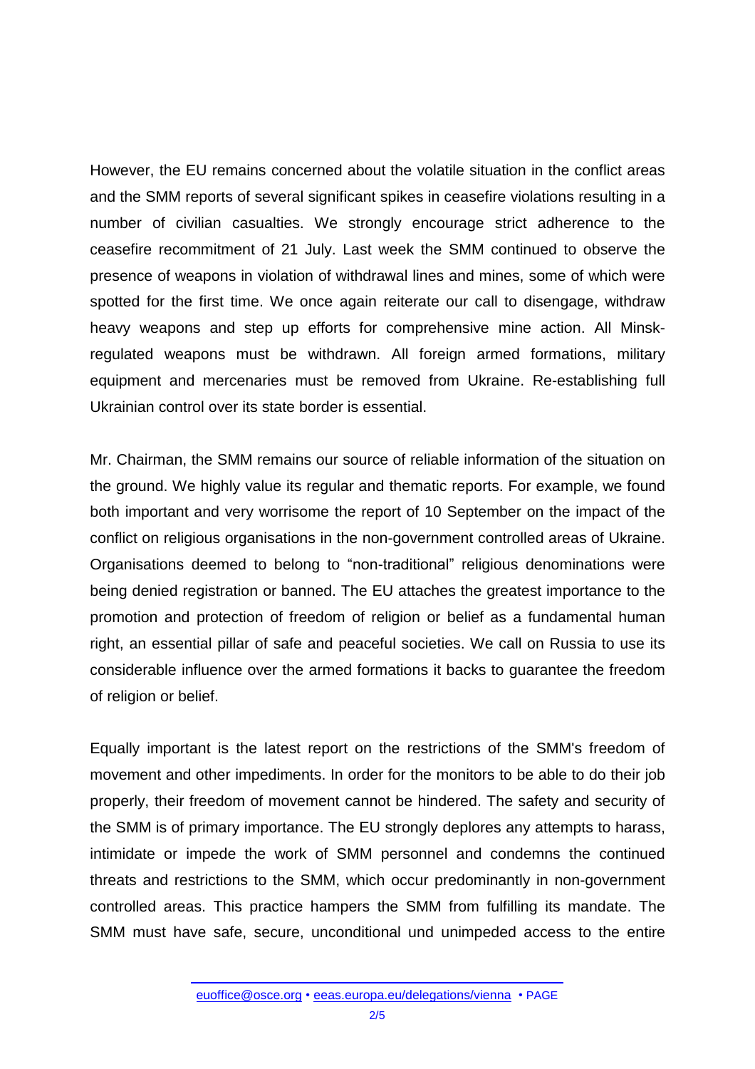However, the EU remains concerned about the volatile situation in the conflict areas and the SMM reports of several significant spikes in ceasefire violations resulting in a number of civilian casualties. We strongly encourage strict adherence to the ceasefire recommitment of 21 July. Last week the SMM continued to observe the presence of weapons in violation of withdrawal lines and mines, some of which were spotted for the first time. We once again reiterate our call to disengage, withdraw heavy weapons and step up efforts for comprehensive mine action. All Minsk-regulated weapons must be withdrawn. All foreign armed formations, military equipment and mercenaries must be removed from Ukraine. Re-establishing full Ukrainian control over its state border is essential.

Mr. Chairman, the SMM remains our source of reliable information of the situation on the ground. We highly value its regular and thematic reports. For example, we found both important and very worrisome the report of 10 September on the impact of the conflict on religious organisations in the non-government controlled areas of Ukraine. Organisations deemed to belong to "non-traditional" religious denominations were being denied registration or banned. The EU attaches the greatest importance to the promotion and protection of freedom of religion or belief as a fundamental human right, an essential pillar of safe and peaceful societies. We call on Russia to use its considerable influence over the armed formations it backs to guarantee the freedom of religion or belief.

Equally important is the latest report on the restrictions of the SMM's freedom of movement and other impediments. In order for the monitors to be able to do their job properly, their freedom of movement cannot be hindered. The safety and security of the SMM is of primary importance. The EU strongly deplores any attempts to harass, intimidate or impede the work of SMM personnel and condemns the continued threats and restrictions to the SMM, which occur predominantly in non-government controlled areas. This practice hampers the SMM from fulfilling its mandate. The SMM must have safe, secure, unconditional und unimpeded access to the entire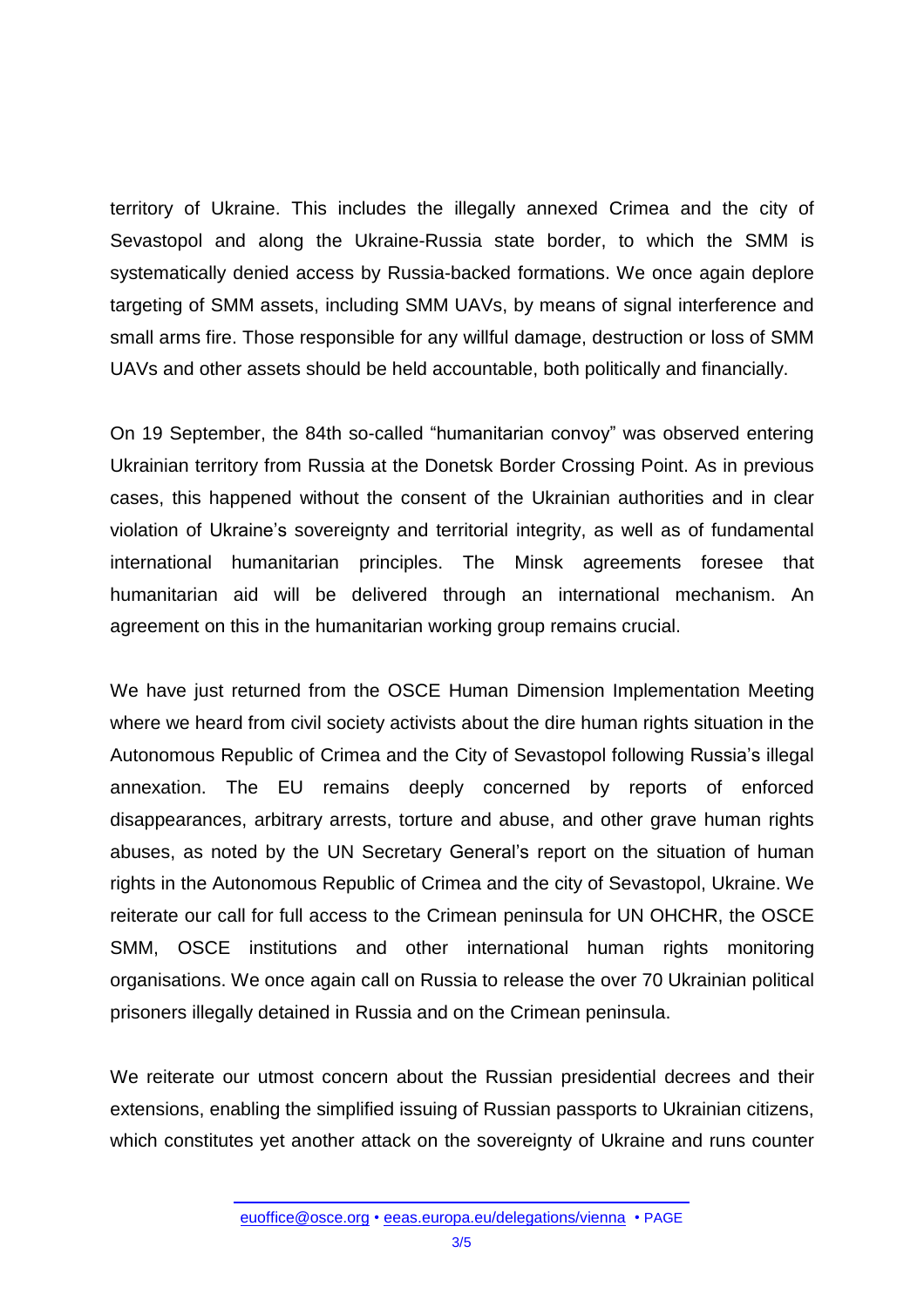territory of Ukraine. This includes the illegally annexed Crimea and the city of Sevastopol and along the Ukraine-Russia state border, to which the SMM is systematically denied access by Russia-backed formations. We once again deplore targeting of SMM assets, including SMM UAVs, by means of signal interference and small arms fire. Those responsible for any willful damage, destruction or loss of SMM UAVs and other assets should be held accountable, both politically and financially.

On 19 September, the 84th so-called "humanitarian convoy" was observed entering Ukrainian territory from Russia at the Donetsk Border Crossing Point. As in previous cases, this happened without the consent of the Ukrainian authorities and in clear violation of Ukraine's sovereignty and territorial integrity, as well as of fundamental international humanitarian principles. The Minsk agreements foresee that humanitarian aid will be delivered through an international mechanism. An agreement on this in the humanitarian working group remains crucial.

We have just returned from the OSCE Human Dimension Implementation Meeting where we heard from civil society activists about the dire human rights situation in the Autonomous Republic of Crimea and the City of Sevastopol following Russia's illegal annexation. The EU remains deeply concerned by reports of enforced disappearances, arbitrary arrests, torture and abuse, and other grave human rights abuses, as noted by the UN Secretary General's report on the situation of human rights in the Autonomous Republic of Crimea and the city of Sevastopol, Ukraine. We reiterate our call for full access to the Crimean peninsula for UN OHCHR, the OSCE SMM, OSCE institutions and other international human rights monitoring organisations. We once again call on Russia to release the over 70 Ukrainian political prisoners illegally detained in Russia and on the Crimean peninsula.

We reiterate our utmost concern about the Russian presidential decrees and their extensions, enabling the simplified issuing of Russian passports to Ukrainian citizens, which constitutes yet another attack on the sovereignty of Ukraine and runs counter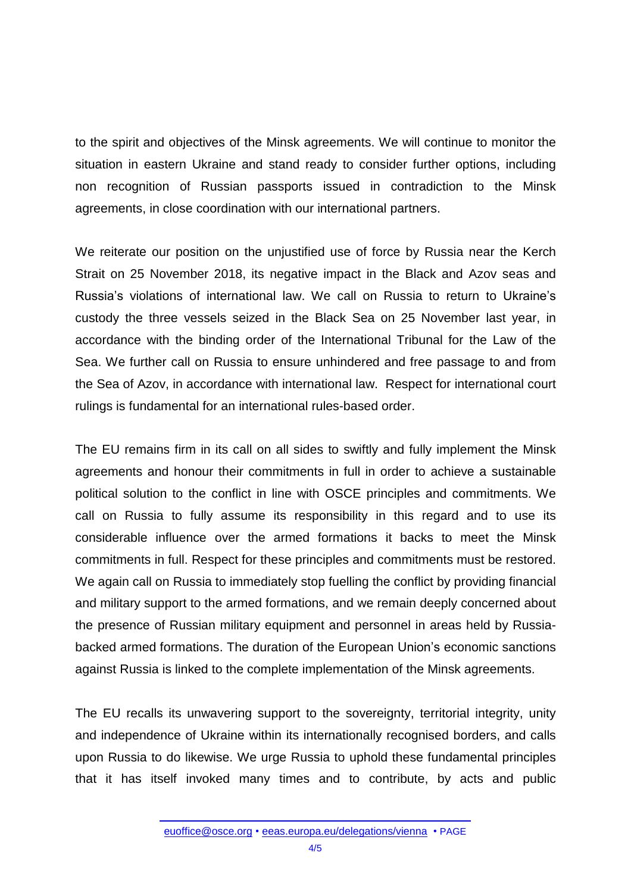to the spirit and objectives of the Minsk agreements. We will continue to monitor the situation in eastern Ukraine and stand ready to consider further options, including non recognition of Russian passports issued in contradiction to the Minsk agreements, in close coordination with our international partners.

We reiterate our position on the unjustified use of force by Russia near the Kerch Strait on 25 November 2018, its negative impact in the Black and Azov seas and Russia's violations of international law. We call on Russia to return to Ukraine's custody the three vessels seized in the Black Sea on 25 November last year, in accordance with the binding order of the International Tribunal for the Law of the Sea. We further call on Russia to ensure unhindered and free passage to and from the Sea of Azov, in accordance with international law. Respect for international court rulings is fundamental for an international rules-based order.

The EU remains firm in its call on all sides to swiftly and fully implement the Minsk agreements and honour their commitments in full in order to achieve a sustainable political solution to the conflict in line with OSCE principles and commitments. We call on Russia to fully assume its responsibility in this regard and to use its considerable influence over the armed formations it backs to meet the Minsk commitments in full. Respect for these principles and commitments must be restored. We again call on Russia to immediately stop fuelling the conflict by providing financial and military support to the armed formations, and we remain deeply concerned about the presence of Russian military equipment and personnel in areas held by Russia-backed armed formations. The duration of the European Union's economic sanctions against Russia is linked to the complete implementation of the Minsk agreements.

The EU recalls its unwavering support to the sovereignty, territorial integrity, unity and independence of Ukraine within its internationally recognised borders, and calls upon Russia to do likewise. We urge Russia to uphold these fundamental principles that it has itself invoked many times and to contribute, by acts and public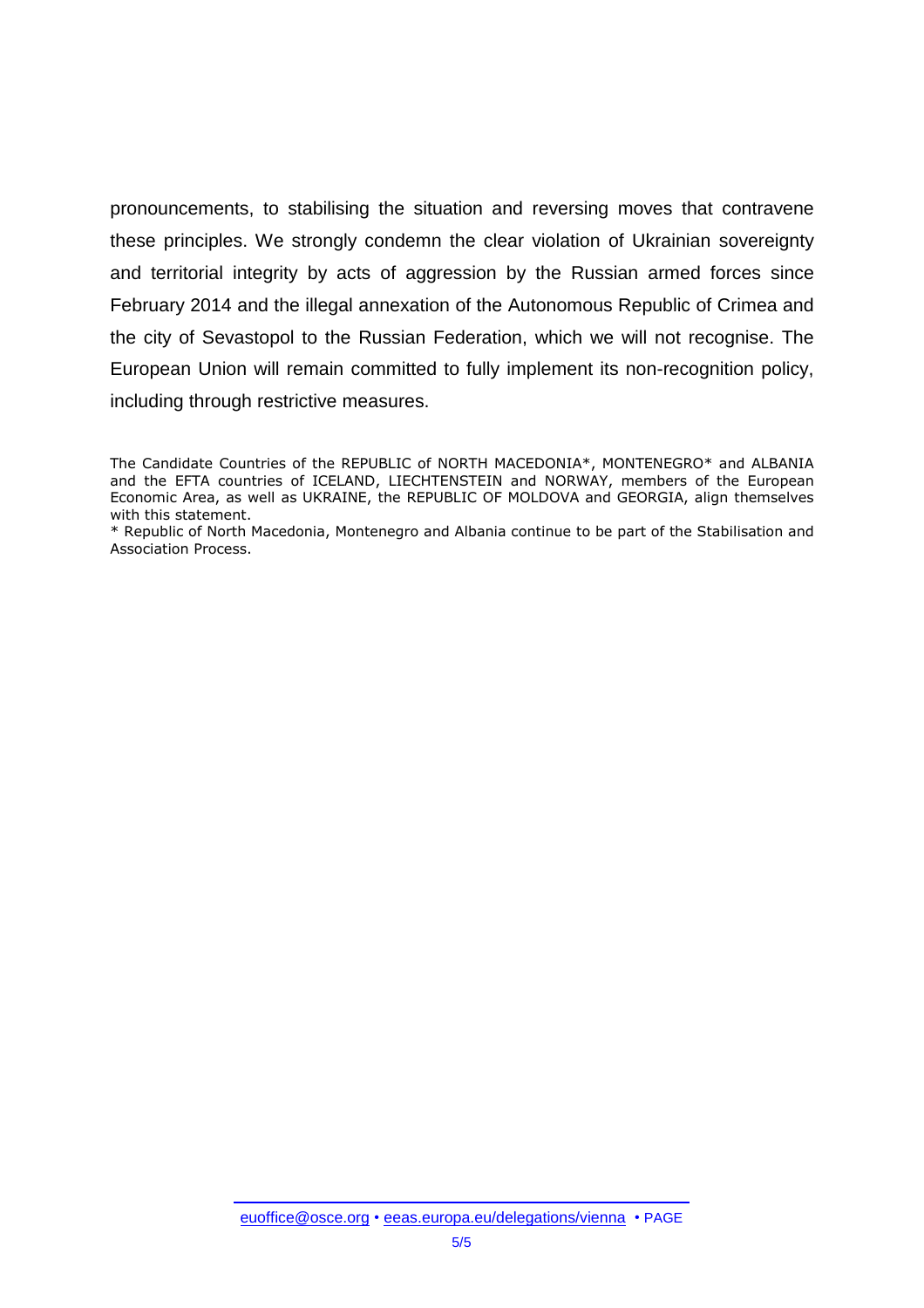pronouncements, to stabilising the situation and reversing moves that contravene these principles. We strongly condemn the clear violation of Ukrainian sovereignty and territorial integrity by acts of aggression by the Russian armed forces since February 2014 and the illegal annexation of the Autonomous Republic of Crimea and the city of Sevastopol to the Russian Federation, which we will not recognise. The European Union will remain committed to fully implement its non-recognition policy, including through restrictive measures.

The Candidate Countries of the REPUBLIC of NORTH MACEDONIA*, MONTENEGRO* and ALBANIA and the EFTA countries of ICELAND, LIECHTENSTEIN and NORWAY, members of the European Economic Area, as well as UKRAINE, the REPUBLIC OF MOLDOVA and GEORGIA, align themselves with this statement.

* Republic of North Macedonia, Montenegro and Albania continue to be part of the Stabilisation and Association Process.